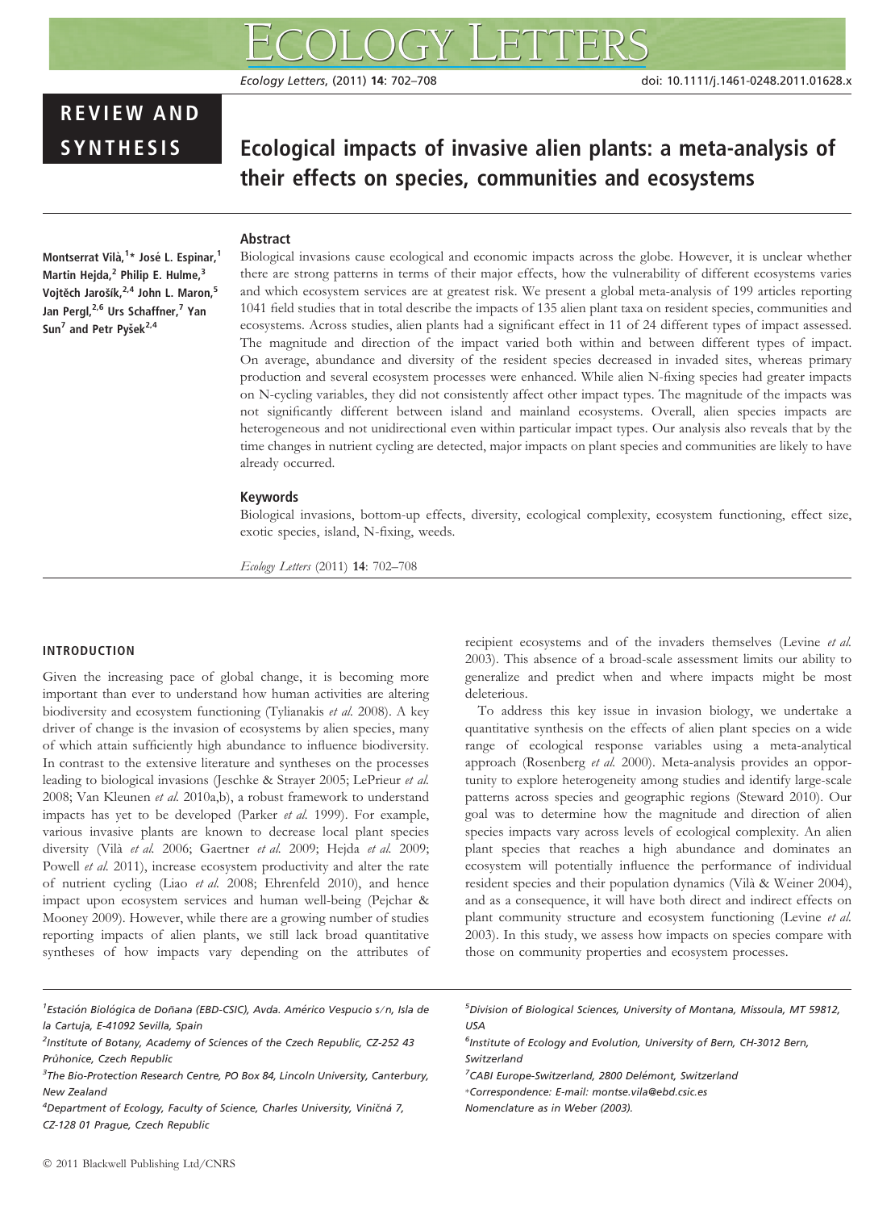# REVIEW AND SYNTHESIS

# Ecological impacts of invasive alien plants: a meta-analysis of their effects on species, communities and ecosystems

Montserrat Vilà,[1]* José L. Espinar,[1] Martin Hejda,[2] Philip E. Hulme,[3] Vojtěch Jarošík,[2,4] John L. Maron,[5] Jan Pergl,[2,6] Urs Schaffner,[7] Yan Sun[7] and Petr Pyšek[2,4]

## Abstract

Biological invasions cause ecological and economic impacts across the globe. However, it is unclear whether there are strong patterns in terms of their major effects, how the vulnerability of different ecosystems varies and which ecosystem services are at greatest risk. We present a global meta-analysis of 199 articles reporting 1041 field studies that in total describe the impacts of 135 alien plant taxa on resident species, communities and ecosystems. Across studies, alien plants had a significant effect in 11 of 24 different types of impact assessed. The magnitude and direction of the impact varied both within and between different types of impact. On average, abundance and diversity of the resident species decreased in invaded sites, whereas primary production and several ecosystem processes were enhanced. While alien N-fixing species had greater impacts on N-cycling variables, they did not consistently affect other impact types. The magnitude of the impacts was not significantly different between island and mainland ecosystems. Overall, alien species impacts are heterogeneous and not unidirectional even within particular impact types. Our analysis also reveals that by the time changes in nutrient cycling are detected, major impacts on plant species and communities are likely to have already occurred.

## Keywords

Biological invasions, bottom-up effects, diversity, ecological complexity, ecosystem functioning, effect size, exotic species, island, N-fixing, weeds.

*Ecology Letters* (2011) **14**: 702–708

## INTRODUCTION

Given the increasing pace of global change, it is becoming more important than ever to understand how human activities are altering biodiversity and ecosystem functioning (Tylianakis *et al.* 2008). A key driver of change is the invasion of ecosystems by alien species, many of which attain sufficiently high abundance to influence biodiversity. In contrast to the extensive literature and syntheses on the processes leading to biological invasions (Jeschke & Strayer 2005; LePrieur *et al.* 2008; Van Kleunen *et al.* 2010a,b), a robust framework to understand impacts has yet to be developed (Parker *et al.* 1999). For example, various invasive plants are known to decrease local plant species diversity (Vilà *et al.* 2006; Gaertner *et al.* 2009; Hejda *et al.* 2009; Powell *et al.* 2011), increase ecosystem productivity and alter the rate of nutrient cycling (Liao *et al.* 2008; Ehrenfeld 2010), and hence impact upon ecosystem services and human well-being (Pejchar & Mooney 2009). However, while there are a growing number of studies reporting impacts of alien plants, we still lack broad quantitative syntheses of how impacts vary depending on the attributes of recipient ecosystems and of the invaders themselves (Levine *et al.* 2003). This absence of a broad-scale assessment limits our ability to generalize and predict when and where impacts might be most deleterious.

To address this key issue in invasion biology, we undertake a quantitative synthesis on the effects of alien plant species on a wide range of ecological response variables using a meta-analytical approach (Rosenberg *et al.* 2000). Meta-analysis provides an opportunity to explore heterogeneity among studies and identify large-scale patterns across species and geographic regions (Steward 2010). Our goal was to determine how the magnitude and direction of alien species impacts vary across levels of ecological complexity. An alien plant species that reaches a high abundance and dominates an ecosystem will potentially influence the performance of individual resident species and their population dynamics (Vilà & Weiner 2004), and as a consequence, it will have both direct and indirect effects on plant community structure and ecosystem functioning (Levine *et al.* 2003). In this study, we assess how impacts on species compare with those on community properties and ecosystem processes.

[1]Estación Biológica de Doñana (EBD-CSIC), Avda. Américo Vespucio s/n, Isla de la Cartuja, E-41092 Sevilla, Spain
[2]Institute of Botany, Academy of Sciences of the Czech Republic, CZ-252 43 Průhonice, Czech Republic
[3]The Bio-Protection Research Centre, PO Box 84, Lincoln University, Canterbury, New Zealand
[4]Department of Ecology, Faculty of Science, Charles University, Viničná 7, CZ-128 01 Prague, Czech Republic
[5]Division of Biological Sciences, University of Montana, Missoula, MT 59812, USA
[6]Institute of Ecology and Evolution, University of Bern, CH-3012 Bern, Switzerland
[7]CABI Europe-Switzerland, 2800 Delémont, Switzerland
*Correspondence: E-mail: montse.vila@ebd.csic.es
Nomenclature as in Weber (2003).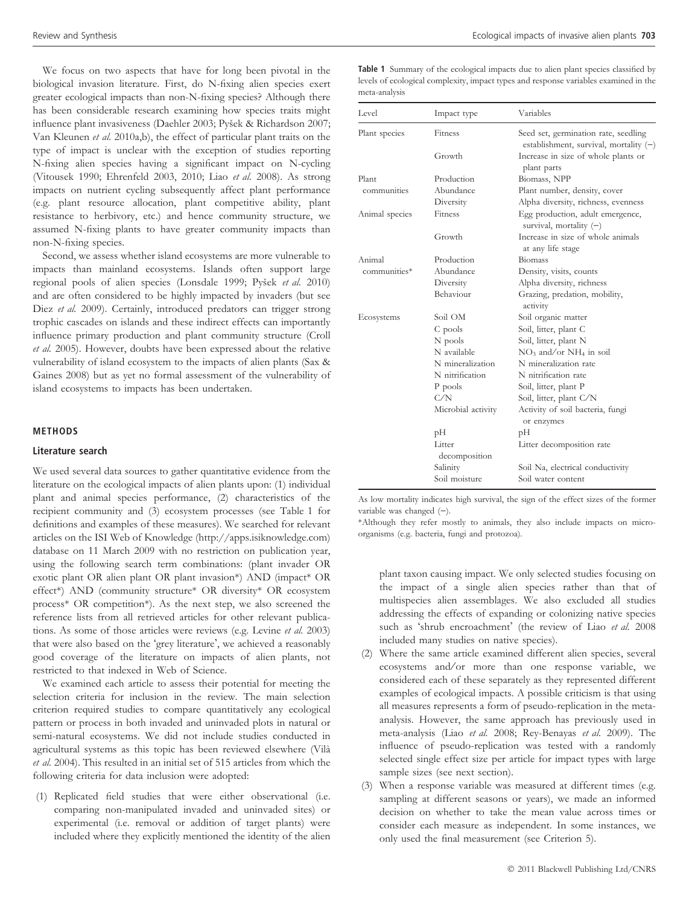We focus on two aspects that have for long been pivotal in the biological invasion literature. First, do N-fixing alien species exert greater ecological impacts than non-N-fixing species? Although there has been considerable research examining how species traits might influence plant invasiveness (Daehler 2003; Pyšek & Richardson 2007; Van Kleunen *et al.* 2010a,b), the effect of particular plant traits on the type of impact is unclear with the exception of studies reporting N-fixing alien species having a significant impact on N-cycling (Vitousek 1990; Ehrenfeld 2003, 2010; Liao *et al.* 2008). As strong impacts on nutrient cycling subsequently affect plant performance (e.g. plant resource allocation, plant competitive ability, plant resistance to herbivory, etc.) and hence community structure, we assumed N-fixing plants to have greater community impacts than non-N-fixing species.

Second, we assess whether island ecosystems are more vulnerable to impacts than mainland ecosystems. Islands often support large regional pools of alien species (Lonsdale 1999; Pyšek *et al.* 2010) and are often considered to be highly impacted by invaders (but see Diez *et al.* 2009). Certainly, introduced predators can trigger strong trophic cascades on islands and these indirect effects can importantly influence primary production and plant community structure (Croll *et al.* 2005). However, doubts have been expressed about the relative vulnerability of island ecosystem to the impacts of alien plants (Sax & Gaines 2008) but as yet no formal assessment of the vulnerability of island ecosystems to impacts has been undertaken.

## METHODS

### Literature search

We used several data sources to gather quantitative evidence from the literature on the ecological impacts of alien plants upon: (1) individual plant and animal species performance, (2) characteristics of the recipient community and (3) ecosystem processes (see Table 1 for definitions and examples of these measures). We searched for relevant articles on the ISI Web of Knowledge (http://apps.isiknowledge.com) database on 11 March 2009 with no restriction on publication year, using the following search term combinations: (plant invader OR exotic plant OR alien plant OR plant invasion*) AND (impact* OR effect*) AND (community structure* OR diversity* OR ecosystem process* OR competition*). As the next step, we also screened the reference lists from all retrieved articles for other relevant publications. As some of those articles were reviews (e.g. Levine *et al.* 2003) that were also based on the 'grey literature', we achieved a reasonably good coverage of the literature on impacts of alien plants, not restricted to that indexed in Web of Science.

We examined each article to assess their potential for meeting the selection criteria for inclusion in the review. The main selection criterion required studies to compare quantitatively any ecological pattern or process in both invaded and uninvaded plots in natural or semi-natural ecosystems. We did not include studies conducted in agricultural systems as this topic has been reviewed elsewhere (Vilà *et al.* 2004). This resulted in an initial set of 515 articles from which the following criteria for data inclusion were adopted:

(1) Replicated field studies that were either observational (i.e. comparing non-manipulated invaded and uninvaded sites) or experimental (i.e. removal or addition of target plants) were included where they explicitly mentioned the identity of the alien plant taxon causing impact. We only selected studies focusing on the impact of a single alien species rather than that of multispecies alien assemblages. We also excluded all studies addressing the effects of expanding or colonizing native species such as 'shrub encroachment' (the review of Liao *et al.* 2008 included many studies on native species).

(2) Where the same article examined different alien species, several ecosystems and/or more than one response variable, we considered each of these separately as they represented different examples of ecological impacts. A possible criticism is that using all measures represents a form of pseudo-replication in the meta-analysis. However, the same approach has previously used in meta-analysis (Liao *et al.* 2008; Rey-Benayas *et al.* 2009). The influence of pseudo-replication was tested with a randomly selected single effect size per article for impact types with large sample sizes (see next section).

(3) When a response variable was measured at different times (e.g. sampling at different seasons or years), we made an informed decision on whether to take the mean value across times or consider each measure as independent. In some instances, we only used the final measurement (see Criterion 5).

**Table 1** Summary of the ecological impacts due to alien plant species classified by levels of ecological complexity, impact types and response variables examined in the meta-analysis

| Level | Impact type | Variables |
|---|---|---|
| Plant species | Fitness | Seed set, germination rate, seedling establishment, survival, mortality (−) |
| | Growth | Increase in size of whole plants or plant parts |
| Plant communities | Production | Biomass, NPP |
| | Abundance | Plant number, density, cover |
| | Diversity | Alpha diversity, richness, evenness |
| Animal species | Fitness | Egg production, adult emergence, survival, mortality (−) |
| | Growth | Increase in size of whole animals at any life stage |
| Animal communities* | Production | Biomass |
| | Abundance | Density, visits, counts |
| | Diversity | Alpha diversity, richness |
| | Behaviour | Grazing, predation, mobility, activity |
| Ecosystems | Soil OM | Soil organic matter |
| | C pools | Soil, litter, plant C |
| | N pools | Soil, litter, plant N |
| | N available | $NO_3$ and/or $NH_4$ in soil |
| | N mineralization | N mineralization rate |
| | N nitrification | N nitrification rate |
| | P pools | Soil, litter, plant P |
| | C/N | Soil, litter, plant C/N |
| | Microbial activity | Activity of soil bacteria, fungi or enzymes |
| | pH | pH |
| | Litter decomposition | Litter decomposition rate |
| | Salinity | Soil Na, electrical conductivity |
| | Soil moisture | Soil water content |

As low mortality indicates high survival, the sign of the effect sizes of the former variable was changed (−).

*Although they refer mostly to animals, they also include impacts on micro-organisms (e.g. bacteria, fungi and protozoa).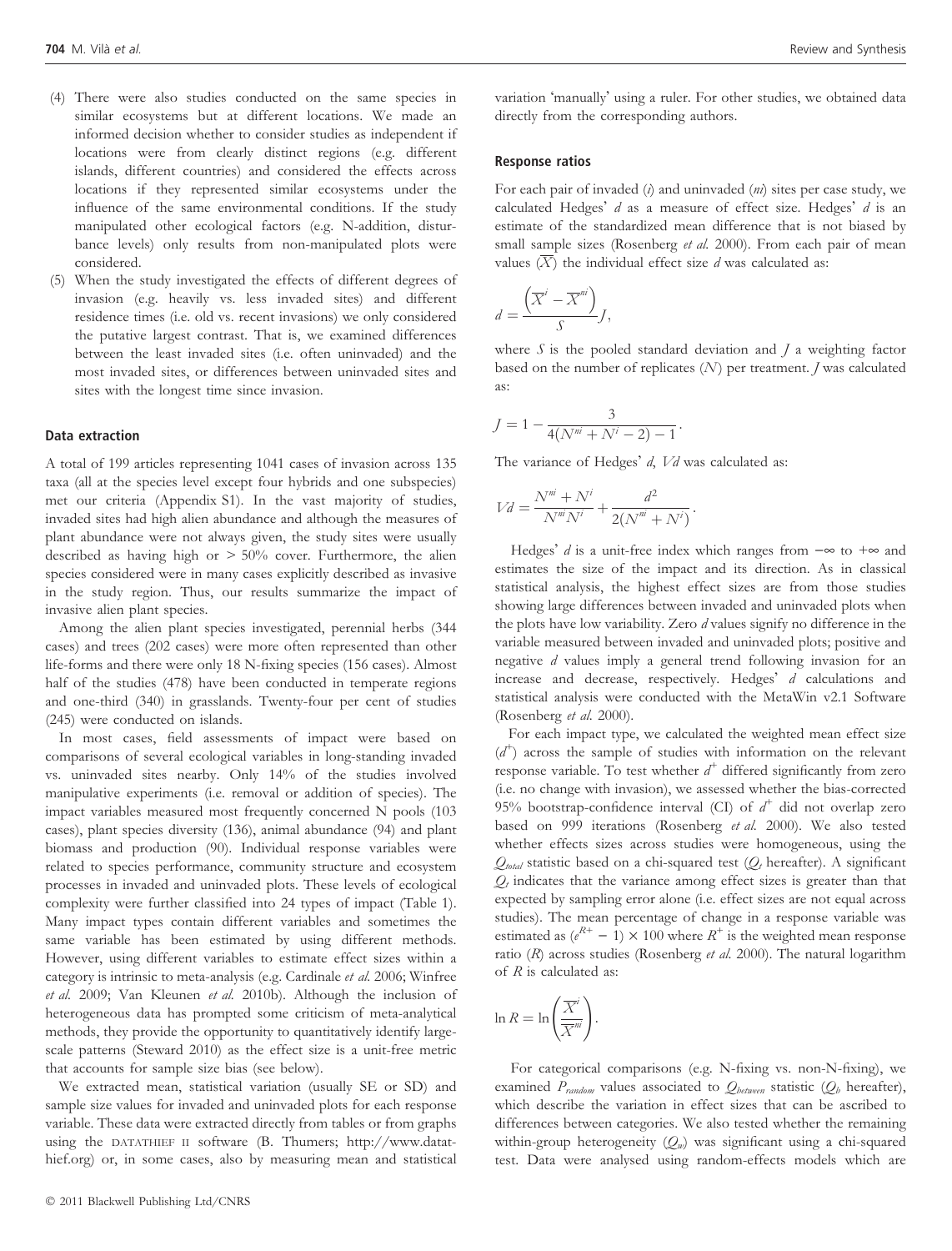(4) There were also studies conducted on the same species in similar ecosystems but at different locations. We made an informed decision whether to consider studies as independent if locations were from clearly distinct regions (e.g. different islands, different countries) and considered the effects across locations if they represented similar ecosystems under the influence of the same environmental conditions. If the study manipulated other ecological factors (e.g. N-addition, disturbance levels) only results from non-manipulated plots were considered.

(5) When the study investigated the effects of different degrees of invasion (e.g. heavily vs. less invaded sites) and different residence times (i.e. old vs. recent invasions) we only considered the putative largest contrast. That is, we examined differences between the least invaded sites (i.e. often uninvaded) and the most invaded sites, or differences between uninvaded sites and sites with the longest time since invasion.

### Data extraction

A total of 199 articles representing 1041 cases of invasion across 135 taxa (all at the species level except four hybrids and one subspecies) met our criteria (Appendix S1). In the vast majority of studies, invaded sites had high alien abundance and although the measures of plant abundance were not always given, the study sites were usually described as having high or > 50% cover. Furthermore, the alien species considered were in many cases explicitly described as invasive in the study region. Thus, our results summarize the impact of invasive alien plant species.

Among the alien plant species investigated, perennial herbs (344 cases) and trees (202 cases) were more often represented than other life-forms and there were only 18 N-fixing species (156 cases). Almost half of the studies (478) have been conducted in temperate regions and one-third (340) in grasslands. Twenty-four per cent of studies (245) were conducted on islands.

In most cases, field assessments of impact were based on comparisons of several ecological variables in long-standing invaded vs. uninvaded sites nearby. Only 14% of the studies involved manipulative experiments (i.e. removal or addition of species). The impact variables measured most frequently concerned N pools (103 cases), plant species diversity (136), animal abundance (94) and plant biomass and production (90). Individual response variables were related to species performance, community structure and ecosystem processes in invaded and uninvaded plots. These levels of ecological complexity were further classified into 24 types of impact (Table 1). Many impact types contain different variables and sometimes the same variable has been estimated by using different methods. However, using different variables to estimate effect sizes within a category is intrinsic to meta-analysis (e.g. Cardinale *et al.* 2006; Winfree *et al.* 2009; Van Kleunen *et al.* 2010b). Although the inclusion of heterogeneous data has prompted some criticism of meta-analytical methods, they provide the opportunity to quantitatively identify large-scale patterns (Steward 2010) as the effect size is a unit-free metric that accounts for sample size bias (see below).

We extracted mean, statistical variation (usually SE or SD) and sample size values for invaded and uninvaded plots for each response variable. These data were extracted directly from tables or from graphs using the DATATHIEF II software (B. Thumers; http://www.datathief.org) or, in some cases, also by measuring mean and statistical variation 'manually' using a ruler. For other studies, we obtained data directly from the corresponding authors.

### Response ratios

For each pair of invaded ($i$) and uninvaded ($ni$) sites per case study, we calculated Hedges' $d$ as a measure of effect size. Hedges' $d$ is an estimate of the standardized mean difference that is not biased by small sample sizes (Rosenberg *et al.* 2000). From each pair of mean values ($\overline{X}$) the individual effect size $d$ was calculated as:

$$d = \frac{\left(\overline{X}^{i} - \overline{X}^{ni}\right)}{S} J,$$

where $S$ is the pooled standard deviation and $J$ a weighting factor based on the number of replicates ($N$) per treatment. $J$ was calculated as:

$$J = 1 - \frac{3}{4(N^{ni} + N^{i} - 2) - 1}.$$

The variance of Hedges' $d$, $Vd$ was calculated as:

$$Vd = \frac{N^{ni} + N^{i}}{N^{ni} N^{i}} + \frac{d^2}{2(N^{ni} + N^{i})}.$$

Hedges' $d$ is a unit-free index which ranges from $-\infty$ to $+\infty$ and estimates the size of the impact and its direction. As in classical statistical analysis, the highest effect sizes are from those studies showing large differences between invaded and uninvaded plots when the plots have low variability. Zero $d$ values signify no difference in the variable measured between invaded and uninvaded plots; positive and negative $d$ values imply a general trend following invasion for an increase and decrease, respectively. Hedges' $d$ calculations and statistical analysis were conducted with the MetaWin v2.1 Software (Rosenberg *et al.* 2000).

For each impact type, we calculated the weighted mean effect size ($d^{+}$) across the sample of studies with information on the relevant response variable. To test whether $d^{+}$ differed significantly from zero (i.e. no change with invasion), we assessed whether the bias-corrected 95% bootstrap-confidence interval (CI) of $d^{+}$ did not overlap zero based on 999 iterations (Rosenberg *et al.* 2000). We also tested whether effects sizes across studies were homogeneous, using the $Q_{total}$ statistic based on a chi-squared test ($Q_t$ hereafter). A significant $Q_t$ indicates that the variance among effect sizes is greater than that expected by sampling error alone (i.e. effect sizes are not equal across studies). The mean percentage of change in a response variable was estimated as $(e^{R+} - 1) \times 100$ where $R^{+}$ is the weighted mean response ratio ($R$) across studies (Rosenberg *et al.* 2000). The natural logarithm of $R$ is calculated as:

$$\ln R = \ln\left(\frac{\overline{X}^{i}}{\overline{X}^{ni}}\right).$$

For categorical comparisons (e.g. N-fixing vs. non-N-fixing), we examined $P_{random}$ values associated to $Q_{between}$ statistic ($Q_b$ hereafter), which describe the variation in effect sizes that can be ascribed to differences between categories. We also tested whether the remaining within-group heterogeneity ($Q_w$) was significant using a chi-squared test. Data were analysed using random-effects models which are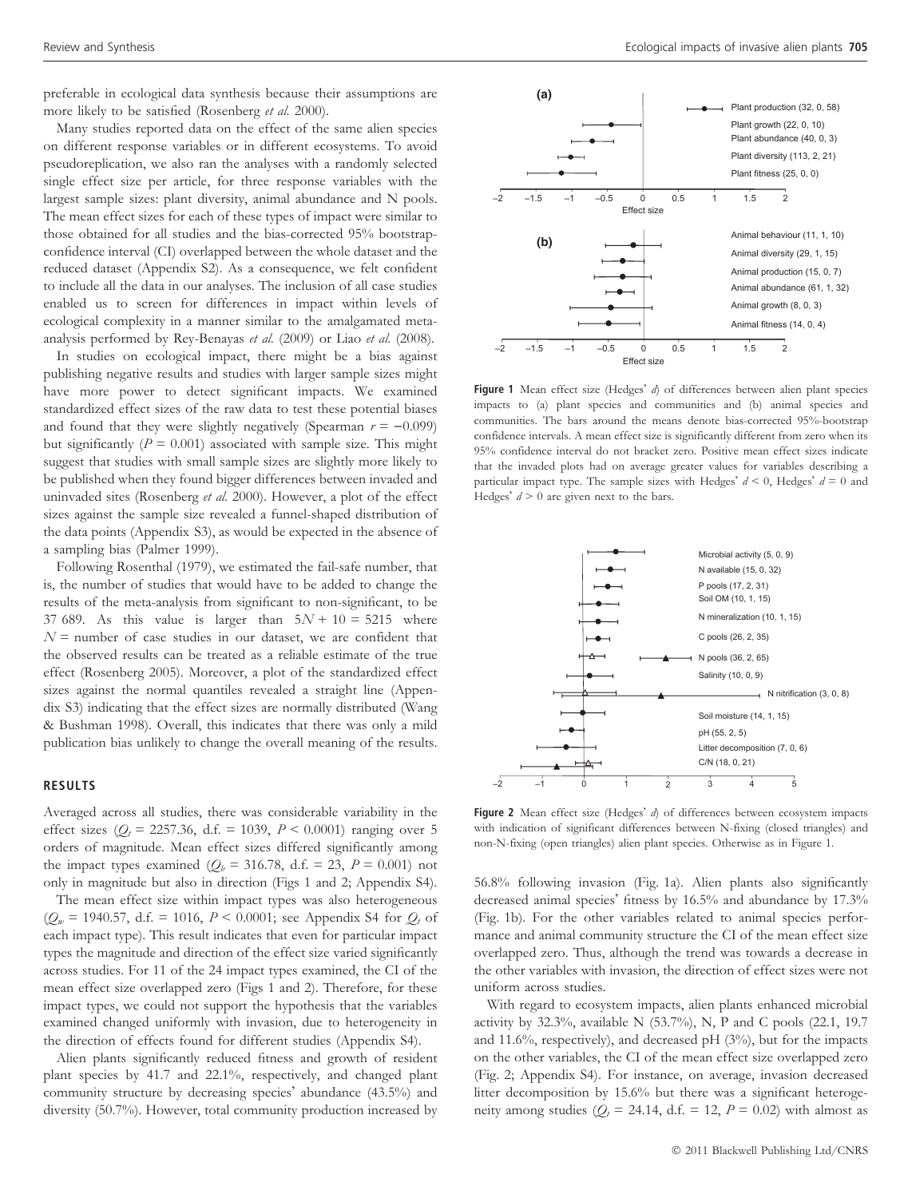preferable in ecological data synthesis because their assumptions are more likely to be satisfied (Rosenberg *et al.* 2000).

Many studies reported data on the effect of the same alien species on different response variables or in different ecosystems. To avoid pseudoreplication, we also ran the analyses with a randomly selected single effect size per article, for three response variables with the largest sample sizes: plant diversity, animal abundance and N pools. The mean effect sizes for each of these types of impact were similar to those obtained for all studies and the bias-corrected 95% bootstrap-confidence interval (CI) overlapped between the whole dataset and the reduced dataset (Appendix S2). As a consequence, we felt confident to include all the data in our analyses. The inclusion of all case studies enabled us to screen for differences in impact within levels of ecological complexity in a manner similar to the amalgamated meta-analysis performed by Rey-Benayas *et al.* (2009) or Liao *et al.* (2008).

In studies on ecological impact, there might be a bias against publishing negative results and studies with larger sample sizes might have more power to detect significant impacts. We examined standardized effect sizes of the raw data to test these potential biases and found that they were slightly negatively (Spearman $r = -0.099$) but significantly ($P = 0.001$) associated with sample size. This might suggest that studies with small sample sizes are slightly more likely to be published when they found bigger differences between invaded and uninvaded sites (Rosenberg *et al.* 2000). However, a plot of the effect sizes against the sample size revealed a funnel-shaped distribution of the data points (Appendix S3), as would be expected in the absence of a sampling bias (Palmer 1999).

Following Rosenthal (1979), we estimated the fail-safe number, that is, the number of studies that would have to be added to change the results of the meta-analysis from significant to non-significant, to be 37 689. As this value is larger than $5N + 10 = 5215$ where $N$ = number of case studies in our dataset, we are confident that the observed results can be treated as a reliable estimate of the true effect (Rosenberg 2005). Moreover, a plot of the standardized effect sizes against the normal quantiles revealed a straight line (Appendix S3) indicating that the effect sizes are normally distributed (Wang & Bushman 1998). Overall, this indicates that there was only a mild publication bias unlikely to change the overall meaning of the results.

## RESULTS

Averaged across all studies, there was considerable variability in the effect sizes ($Q_t = 2257.36$, d.f. = 1039, $P < 0.0001$) ranging over 5 orders of magnitude. Mean effect sizes differed significantly among the impact types examined ($Q_b = 316.78$, d.f. = 23, $P = 0.001$) not only in magnitude but also in direction (Figs 1 and 2; Appendix S4).

The mean effect size within impact types was also heterogeneous ($Q_w = 1940.57$, d.f. = 1016, $P < 0.0001$; see Appendix S4 for $Q_t$ of each impact type). This result indicates that even for particular impact types the magnitude and direction of the effect size varied significantly across studies. For 11 of the 24 impact types examined, the CI of the mean effect size overlapped zero (Figs 1 and 2). Therefore, for these impact types, we could not support the hypothesis that the variables examined changed uniformly with invasion, due to heterogeneity in the direction of effects found for different studies (Appendix S4).

Alien plants significantly reduced fitness and growth of resident plant species by 41.7 and 22.1%, respectively, and changed plant community structure by decreasing species' abundance (43.5%) and diversity (50.7%). However, total community production increased by 56.8% following invasion (Fig. 1a). Alien plants also significantly decreased animal species' fitness by 16.5% and abundance by 17.3% (Fig. 1b). For the other variables related to animal species performance and animal community structure the CI of the mean effect size overlapped zero. Thus, although the trend was towards a decrease in the other variables with invasion, the direction of effect sizes were not uniform across studies.

With regard to ecosystem impacts, alien plants enhanced microbial activity by 32.3%, available N (53.7%), N, P and C pools (22.1, 19.7 and 11.6%, respectively), and decreased pH (3%), but for the impacts on the other variables, the CI of the mean effect size overlapped zero (Fig. 2; Appendix S4). For instance, on average, invasion decreased litter decomposition by 15.6% but there was a significant heterogeneity among studies ($Q_t = 24.14$, d.f. = 12, $P = 0.02$) with almost as

**Figure 1** Mean effect size (Hedges' *d*) of differences between alien plant species impacts to (a) plant species and communities and (b) animal species and communities. The bars around the means denote bias-corrected 95%-bootstrap confidence intervals. A mean effect size is significantly different from zero when its 95% confidence interval do not bracket zero. Positive mean effect sizes indicate that the invaded plots had on average greater values for variables describing a particular impact type. The sample sizes with Hedges' $d < 0$, Hedges' $d = 0$ and Hedges' $d > 0$ are given next to the bars.

**Figure 2** Mean effect size (Hedges' *d*) of differences between ecosystem impacts with indication of significant differences between N-fixing (closed triangles) and non-N-fixing (open triangles) alien plant species. Otherwise as in Figure 1.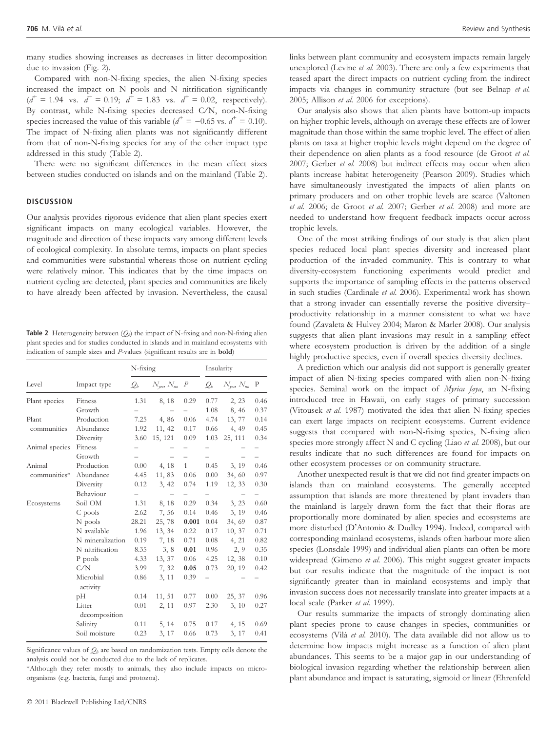many studies showing increases as decreases in litter decomposition due to invasion (Fig. 2).

Compared with non-N-fixing species, the alien N-fixing species increased the impact on N pools and N nitrification significantly ($d^+ = 1.94$ vs. $d^+ = 0.19$; $d^+ = 1.83$ vs. $d^+ = 0.02$, respectively). By contrast, while N-fixing species decreased C/N, non-N-fixing species increased the value of this variable ($d^+ = -0.65$ vs. $d^+ = 0.10$). The impact of N-fixing alien plants was not significantly different from that of non-N-fixing species for any of the other impact type addressed in this study (Table 2).

There were no significant differences in the mean effect sizes between studies conducted on islands and on the mainland (Table 2).

## DISCUSSION

Our analysis provides rigorous evidence that alien plant species exert significant impacts on many ecological variables. However, the magnitude and direction of these impacts vary among different levels of ecological complexity. In absolute terms, impacts on plant species and communities were substantial whereas those on nutrient cycling were relatively minor. This indicates that by the time impacts on nutrient cycling are detected, plant species and communities are likely to have already been affected by invasion. Nevertheless, the causal links between plant community and ecosystem impacts remain largely unexplored (Levine *et al.* 2003). There are only a few experiments that teased apart the direct impacts on nutrient cycling from the indirect impacts via changes in community structure (but see Belnap *et al.* 2005; Allison *et al.* 2006 for exceptions).

Our analysis also shows that alien plants have bottom-up impacts on higher trophic levels, although on average these effects are of lower magnitude than those within the same trophic level. The effect of alien plants on taxa at higher trophic levels might depend on the degree of their dependence on alien plants as a food resource (de Groot *et al.* 2007; Gerber *et al.* 2008) but indirect effects may occur when alien plants increase habitat heterogeneity (Pearson 2009). Studies which have simultaneously investigated the impacts of alien plants on primary producers and on other trophic levels are scarce (Valtonen *et al.* 2006; de Groot *et al.* 2007; Gerber *et al.* 2008) and more are needed to understand how frequent feedback impacts occur across trophic levels.

One of the most striking findings of our study is that alien plant species reduced local plant species diversity and increased plant production of the invaded community. This is contrary to what diversity-ecosystem functioning experiments would predict and supports the importance of sampling effects in the patterns observed in such studies (Cardinale *et al.* 2006). Experimental work has shown that a strong invader can essentially reverse the positive diversity–productivity relationship in a manner consistent to what we have found (Zavaleta & Hulvey 2004; Maron & Marler 2008). Our analysis suggests that alien plant invasions may result in a sampling effect where ecosystem production is driven by the addition of a single highly productive species, even if overall species diversity declines.

A prediction which our analysis did not support is generally greater impact of alien N-fixing species compared with alien non-N-fixing species. Seminal work on the impact of *Myrica faya*, an N-fixing introduced tree in Hawaii, on early stages of primary succession (Vitousek *et al.* 1987) motivated the idea that alien N-fixing species can exert large impacts on recipient ecosystems. Current evidence suggests that compared with non-N-fixing species, N-fixing alien species more strongly affect N and C cycling (Liao *et al.* 2008), but our results indicate that no such differences are found for impacts on other ecosystem processes or on community structure.

Another unexpected result is that we did not find greater impacts on islands than on mainland ecosystems. The generally accepted assumption that islands are more threatened by plant invaders than the mainland is largely drawn form the fact that their floras are proportionally more dominated by alien species and ecosystems are more disturbed (D'Antonio & Dudley 1994). Indeed, compared with corresponding mainland ecosystems, islands often harbour more alien species (Lonsdale 1999) and individual alien plants can often be more widespread (Gimeno *et al.* 2006). This might suggest greater impacts but our results indicate that the magnitude of the impact is not significantly greater than in mainland ecosystems and imply that invasion success does not necessarily translate into greater impacts at a local scale (Parker *et al.* 1999).

Our results summarize the impacts of strongly dominating alien plant species prone to cause changes in species, communities or ecosystems (Vilà *et al.* 2010). The data available did not allow us to determine how impacts might increase as a function of alien plant abundances. This seems to be a major gap in our understanding of biological invasion regarding whether the relationship between alien plant abundance and impact is saturating, sigmoid or linear (Ehrenfeld

**Table 2** Heterogeneity between ($Q_b$) the impact of N-fixing and non-N-fixing alien plant species and for studies conducted in islands and in mainland ecosystems with indication of sample sizes and *P*-values (significant results are in **bold**)

| Level | Impact type | N-fixing | | | Insularity | | |
|---|---|---|---|---|---|---|---|
| | | $Q_b$ | $N_{yes}$, $N_{no}$ | $P$ | $Q_b$ | $N_{yes}$, $N_{no}$ | P |
| Plant species | Fitness | 1.31 | 8, 18 | 0.29 | 0.77 | 2, 23 | 0.46 |
| | Growth | – | – | – | 1.08 | 8, 46 | 0.37 |
| Plant communities | Production | 7.25 | 4, 86 | 0.06 | 4.74 | 13, 77 | 0.14 |
| | Abundance | 1.92 | 11, 42 | 0.17 | 0.66 | 4, 49 | 0.45 |
| | Diversity | 3.60 | 15, 121 | 0.09 | 1.03 | 25, 111 | 0.34 |
| Animal species | Fitness | – | – | – | – | – | – |
| | Growth | – | – | – | – | – | – |
| Animal communities* | Production | 0.00 | 4, 18 | 1 | 0.45 | 3, 19 | 0.46 |
| | Abundance | 4.45 | 11, 83 | 0.06 | 0.00 | 34, 60 | 0.97 |
| | Diversity | 0.12 | 3, 42 | 0.74 | 1.19 | 12, 33 | 0.30 |
| | Behaviour | – | – | – | – | – | – |
| Ecosystems | Soil OM | 1.31 | 8, 18 | 0.29 | 0.34 | 3, 23 | 0.60 |
| | C pools | 2.62 | 7, 56 | 0.14 | 0.46 | 3, 19 | 0.46 |
| | N pools | 28.21 | 25, 78 | **0.001** | 0.04 | 34, 69 | 0.87 |
| | N available | 1.96 | 13, 34 | 0.22 | 0.17 | 10, 37 | 0.71 |
| | N mineralization | 0.19 | 7, 18 | 0.71 | 0.08 | 4, 21 | 0.82 |
| | N nitrification | 8.35 | 3, 8 | **0.01** | 0.96 | 2, 9 | 0.35 |
| | P pools | 4.33 | 13, 37 | 0.06 | 4.25 | 12, 38 | 0.10 |
| | C/N | 3.99 | 7, 32 | **0.05** | 0.73 | 20, 19 | 0.42 |
| | Microbial activity | 0.86 | 3, 11 | 0.39 | – | – | – |
| | pH | 0.14 | 11, 51 | 0.77 | 0.00 | 25, 37 | 0.96 |
| | Litter decomposition | 0.01 | 2, 11 | 0.97 | 2.30 | 3, 10 | 0.27 |
| | Salinity | 0.11 | 5, 14 | 0.75 | 0.17 | 4, 15 | 0.69 |
| | Soil moisture | 0.23 | 3, 17 | 0.66 | 0.73 | 3, 17 | 0.41 |

Significance values of $Q_b$ are based on randomization tests. Empty cells denote the analysis could not be conducted due to the lack of replicates.

*Although they refer mostly to animals, they also include impacts on micro-organisms (e.g. bacteria, fungi and protozoa).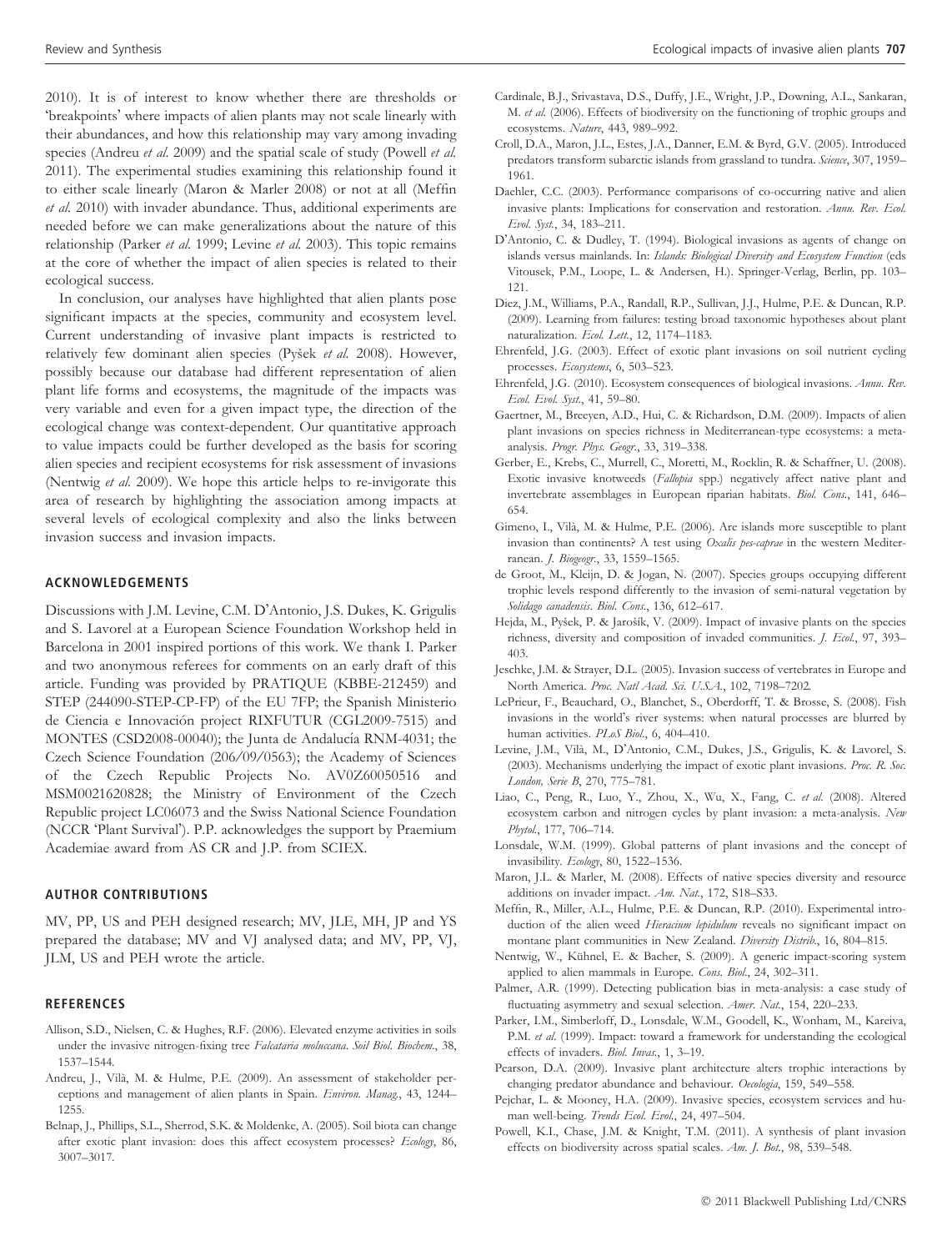2010). It is of interest to know whether there are thresholds or 'breakpoints' where impacts of alien plants may not scale linearly with their abundances, and how this relationship may vary among invading species (Andreu *et al.* 2009) and the spatial scale of study (Powell *et al.* 2011). The experimental studies examining this relationship found it to either scale linearly (Maron & Marler 2008) or not at all (Meffin *et al.* 2010) with invader abundance. Thus, additional experiments are needed before we can make generalizations about the nature of this relationship (Parker *et al.* 1999; Levine *et al.* 2003). This topic remains at the core of whether the impact of alien species is related to their ecological success.

In conclusion, our analyses have highlighted that alien plants pose significant impacts at the species, community and ecosystem level. Current understanding of invasive plant impacts is restricted to relatively few dominant alien species (Pyšek *et al.* 2008). However, possibly because our database had different representation of alien plant life forms and ecosystems, the magnitude of the impacts was very variable and even for a given impact type, the direction of the ecological change was context-dependent. Our quantitative approach to value impacts could be further developed as the basis for scoring alien species and recipient ecosystems for risk assessment of invasions (Nentwig *et al.* 2009). We hope this article helps to re-invigorate this area of research by highlighting the association among impacts at several levels of ecological complexity and also the links between invasion success and invasion impacts.

## ACKNOWLEDGEMENTS

Discussions with J.M. Levine, C.M. D'Antonio, J.S. Dukes, K. Grigulis and S. Lavorel at a European Science Foundation Workshop held in Barcelona in 2001 inspired portions of this work. We thank I. Parker and two anonymous referees for comments on an early draft of this article. Funding was provided by PRATIQUE (KBBE-212459) and STEP (244090-STEP-CP-FP) of the EU 7FP; the Spanish Ministerio de Ciencia e Innovación project RIXFUTUR (CGL2009-7515) and MONTES (CSD2008-00040); the Junta de Andalucía RNM-4031; the Czech Science Foundation (206/09/0563); the Academy of Sciences of the Czech Republic Projects No. AV0Z60050516 and MSM0021620828; the Ministry of Environment of the Czech Republic project LC06073 and the Swiss National Science Foundation (NCCR 'Plant Survival'). P.P. acknowledges the support by Praemium Academiae award from AS CR and J.P. from SCIEX.

## AUTHOR CONTRIBUTIONS

MV, PP, US and PEH designed research; MV, JLE, MH, JP and YS prepared the database; MV and VJ analysed data; and MV, PP, VJ, JLM, US and PEH wrote the article.

## REFERENCES

Allison, S.D., Nielsen, C. & Hughes, R.F. (2006). Elevated enzyme activities in soils under the invasive nitrogen-fixing tree *Falcataria moluccana*. *Soil Biol. Biochem.*, 38, 1537–1544.

Andreu, J., Vilà, M. & Hulme, P.E. (2009). An assessment of stakeholder perceptions and management of alien plants in Spain. *Environ. Manag.*, 43, 1244–1255.

Belnap, J., Phillips, S.L., Sherrod, S.K. & Moldenke, A. (2005). Soil biota can change after exotic plant invasion: does this affect ecosystem processes? *Ecology*, 86, 3007–3017.

Cardinale, B.J., Srivastava, D.S., Duffy, J.E., Wright, J.P., Downing, A.L., Sankaran, M. *et al.* (2006). Effects of biodiversity on the functioning of trophic groups and ecosystems. *Nature*, 443, 989–992.

Croll, D.A., Maron, J.L., Estes, J.A., Danner, E.M. & Byrd, G.V. (2005). Introduced predators transform subarctic islands from grassland to tundra. *Science*, 307, 1959–1961.

Daehler, C.C. (2003). Performance comparisons of co-occurring native and alien invasive plants: Implications for conservation and restoration. *Annu. Rev. Ecol. Evol. Syst.*, 34, 183–211.

D'Antonio, C. & Dudley, T. (1994). Biological invasions as agents of change on islands versus mainlands. In: *Islands: Biological Diversity and Ecosystem Function* (eds Vitousek, P.M., Loope, L. & Andersen, H.). Springer-Verlag, Berlin, pp. 103–121.

Diez, J.M., Williams, P.A., Randall, R.P., Sullivan, J.J., Hulme, P.E. & Duncan, R.P. (2009). Learning from failures: testing broad taxonomic hypotheses about plant naturalization. *Ecol. Lett.*, 12, 1174–1183.

Ehrenfeld, J.G. (2003). Effect of exotic plant invasions on soil nutrient cycling processes. *Ecosystems*, 6, 503–523.

Ehrenfeld, J.G. (2010). Ecosystem consequences of biological invasions. *Annu. Rev. Ecol. Evol. Syst.*, 41, 59–80.

Gaertner, M., Breeyen, A.D., Hui, C. & Richardson, D.M. (2009). Impacts of alien plant invasions on species richness in Mediterranean-type ecosystems: a meta-analysis. *Progr. Phys. Geogr.*, 33, 319–338.

Gerber, E., Krebs, C., Murrell, C., Moretti, M., Rocklin, R. & Schaffner, U. (2008). Exotic invasive knotweeds (*Fallopia* spp.) negatively affect native plant and invertebrate assemblages in European riparian habitats. *Biol. Cons.*, 141, 646–654.

Gimeno, I., Vilà, M. & Hulme, P.E. (2006). Are islands more susceptible to plant invasion than continents? A test using *Oxalis pes-caprae* in the western Mediterranean. *J. Biogeogr.*, 33, 1559–1565.

de Groot, M., Kleijn, D. & Jogan, N. (2007). Species groups occupying different trophic levels respond differently to the invasion of semi-natural vegetation by *Solidago canadensis*. *Biol. Cons.*, 136, 612–617.

Hejda, M., Pyšek, P. & Jarošík, V. (2009). Impact of invasive plants on the species richness, diversity and composition of invaded communities. *J. Ecol.*, 97, 393–403.

Jeschke, J.M. & Strayer, D.L. (2005). Invasion success of vertebrates in Europe and North America. *Proc. Natl Acad. Sci. U.S.A.*, 102, 7198–7202.

LePrieur, F., Beauchard, O., Blanchet, S., Oberdorff, T. & Brosse, S. (2008). Fish invasions in the world's river systems: when natural processes are blurred by human activities. *PLoS Biol.*, 6, 404–410.

Levine, J.M., Vilà, M., D'Antonio, C.M., Dukes, J.S., Grigulis, K. & Lavorel, S. (2003). Mechanisms underlying the impact of exotic plant invasions. *Proc. R. Soc. London, Serie B*, 270, 775–781.

Liao, C., Peng, R., Luo, Y., Zhou, X., Wu, X., Fang, C. *et al.* (2008). Altered ecosystem carbon and nitrogen cycles by plant invasion: a meta-analysis. *New Phytol.*, 177, 706–714.

Lonsdale, W.M. (1999). Global patterns of plant invasions and the concept of invasibility. *Ecology*, 80, 1522–1536.

Maron, J.L. & Marler, M. (2008). Effects of native species diversity and resource additions on invader impact. *Am. Nat.*, 172, S18–S33.

Meffin, R., Miller, A.L., Hulme, P.E. & Duncan, R.P. (2010). Experimental introduction of the alien weed *Hieracium lepidulum* reveals no significant impact on montane plant communities in New Zealand. *Diversity Distrib.*, 16, 804–815.

Nentwig, W., Kühnel, E. & Bacher, S. (2009). A generic impact-scoring system applied to alien mammals in Europe. *Cons. Biol.*, 24, 302–311.

Palmer, A.R. (1999). Detecting publication bias in meta-analysis: a case study of fluctuating asymmetry and sexual selection. *Amer. Nat.*, 154, 220–233.

Parker, I.M., Simberloff, D., Lonsdale, W.M., Goodell, K., Wonham, M., Kareiva, P.M. *et al.* (1999). Impact: toward a framework for understanding the ecological effects of invaders. *Biol. Invas.*, 1, 3–19.

Pearson, D.A. (2009). Invasive plant architecture alters trophic interactions by changing predator abundance and behaviour. *Oecologia*, 159, 549–558.

Pejchar, L. & Mooney, H.A. (2009). Invasive species, ecosystem services and human well-being. *Trends Ecol. Evol.*, 24, 497–504.

Powell, K.I., Chase, J.M. & Knight, T.M. (2011). A synthesis of plant invasion effects on biodiversity across spatial scales. *Am. J. Bot.*, 98, 539–548.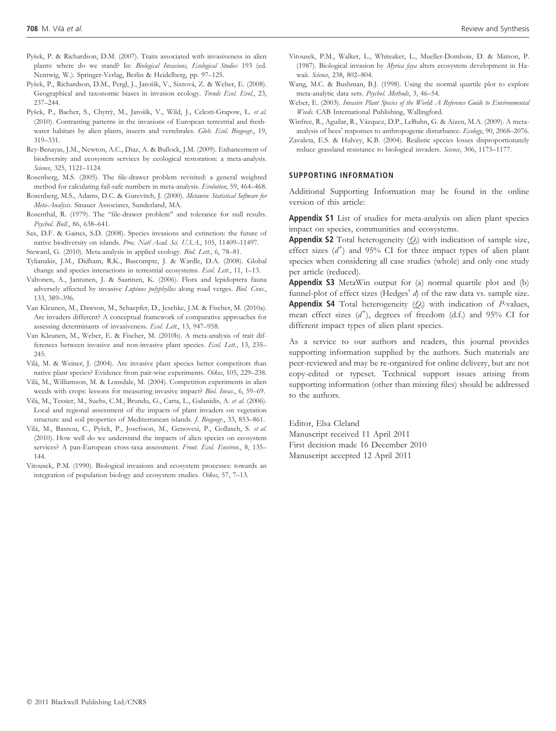Pyšek, P. & Richardson, D.M. (2007). Traits associated with invasiveness in alien plants: where do we stand? In: *Biological Invasions, Ecological Studies* 193 (ed. Nentwig, W.). Springer-Verlag, Berlin & Heidelberg, pp. 97–125.

Pyšek, P., Richardson, D.M., Pergl, J., Jarošík, V., Sixtová, Z. & Weber, E. (2008). Geographical and taxonomic biases in invasion ecology. *Trends Ecol. Evol.*, 23, 237–244.

Pyšek, P., Bacher, S., Chytrý, M., Jarošík, V., Wild, J., Celesti-Grapow, L. *et al.* (2010). Contrasting patterns in the invasions of European terrestrial and freshwater habitats by alien plants, insects and vertebrates. *Glob. Ecol. Biogeogr.*, 19, 319–331.

Rey-Benayas, J.M., Newton, A.C., Diaz, A. & Bullock, J.M. (2009). Enhancement of biodiversity and ecosystem services by ecological restoration: a meta-analysis. *Science*, 325, 1121–1124.

Rosenberg, M.S. (2005). The file-drawer problem revisited: a general weighted method for calculating fail-safe numbers in meta-analysis. *Evolution*, 59, 464–468.

Rosenberg, M.S., Adams, D.C. & Gurevitch, J. (2000). *Metawin: Statistical Software for Meta-Analysis*. Sinauer Associates, Sunderland, MA.

Rosenthal, R. (1979). The "file-drawer problem" and tolerance for null results. *Psychol. Bull.*, 86, 638–641.

Sax, D.F. & Gaines, S.D. (2008). Species invasions and extinction: the future of native biodiversity on islands. *Proc. Natl Acad. Sci. U.S.A.*, 105, 11409–11497.

Steward, G. (2010). Meta-analysis in applied ecology. *Biol. Lett.*, 6, 78–81.

Tylianakis, J.M., Didham, R.K., Bascompte, J. & Wardle, D.A. (2008). Global change and species interactions in terrestrial ecosystems. *Ecol. Lett.*, 11, 1–13.

Valtonen, A., Jantunen, J. & Saarinen, K. (2006). Flora and lepidoptera fauna adversely affected by invasive *Lupinus polyphyllus* along road verges. *Biol. Cons.*, 133, 389–396.

Van Kleunen, M., Dawson, M., Schaepfer, D., Jeschke, J.M. & Fischer, M. (2010a). Are invaders different? A conceptual framework of comparative approaches for assessing determinants of invasiveness. *Ecol. Lett.*, 13, 947–958.

Van Kleunen, M., Weber, E. & Fischer, M. (2010b). A meta-analysis of trait differences between invasive and non-invasive plant species. *Ecol. Lett.*, 13, 235–245.

Vilà, M. & Weiner, J. (2004). Are invasive plant species better competitors than native plant species? Evidence from pair-wise experiments. *Oikos*, 105, 229–238.

Vilà, M., Williamson, M. & Lonsdale, M. (2004). Competition experiments in alien weeds with crops: lessons for measuring invasive impact? *Biol. Invas.*, 6, 59–69.

Vilà, M., Tessier, M., Suehs, C.M., Brundu, G., Carta, L., Galanidis, A. *et al.* (2006). Local and regional assessment of the impacts of plant invaders on vegetation structure and soil properties of Mediterranean islands. *J. Biogeogr.*, 33, 853–861.

Vilà, M., Basnou, C., Pyšek, P., Josefsson, M., Genovesi, P., Gollasch, S. *et al.* (2010). How well do we understand the impacts of alien species on ecosystem services? A pan-European cross-taxa assessment. *Front. Ecol. Environ.*, 8, 135–144.

Vitousek, P.M. (1990). Biological invasions and ecosystem processes: towards an integration of population biology and ecosystem studies. *Oikos*, 57, 7–13.

Vitousek, P.M., Walker, L., Whiteaker, L., Mueller-Dombois, D. & Matson, P. (1987). Biological invasion by *Myrica faya* alters ecosystem development in Hawaii. *Science*, 238, 802–804.

Wang, M.C. & Bushman, B.J. (1998). Using the normal quartile plot to explore meta-analytic data sets. *Psychol. Methods*, 3, 46–54.

Weber, E. (2003). *Invasive Plant Species of the World: A Reference Guide to Environmental Weeds*. CAB International Publishing, Wallingford.

Winfree, R., Aguilar, R., Vázquez, D.P., LeBuhn, G. & Aizen, M.A. (2009). A meta-analysis of bees' responses to anthropogenic disturbance. *Ecology*, 90, 2068–2076.

Zavaleta, E.S. & Hulvey, K.B. (2004). Realistic species losses disproportionately reduce grassland resistance to biological invaders. *Science*, 306, 1175–1177.

## SUPPORTING INFORMATION

Additional Supporting Information may be found in the online version of this article:

**Appendix S1** List of studies for meta-analysis on alien plant species impact on species, communities and ecosystems.

**Appendix S2** Total heterogeneity ($Q_t$) with indication of sample size, effect sizes ($d^+$) and 95% CI for three impact types of alien plant species when considering all case studies (whole) and only one study per article (reduced).

**Appendix S3** MetaWin output for (a) normal quartile plot and (b) funnel-plot of effect sizes (Hedges' *d*) of the raw data vs. sample size.

**Appendix S4** Total heterogeneity ($Q_t$) with indication of *P*-values, mean effect sizes ($d^+$), degrees of freedom (d.f.) and 95% CI for different impact types of alien plant species.

As a service to our authors and readers, this journal provides supporting information supplied by the authors. Such materials are peer-reviewed and may be re-organized for online delivery, but are not copy-edited or typeset. Technical support issues arising from supporting information (other than missing files) should be addressed to the authors.

Editor, Elsa Cleland
Manuscript received 11 April 2011
First decision made 16 December 2010
Manuscript accepted 12 April 2011